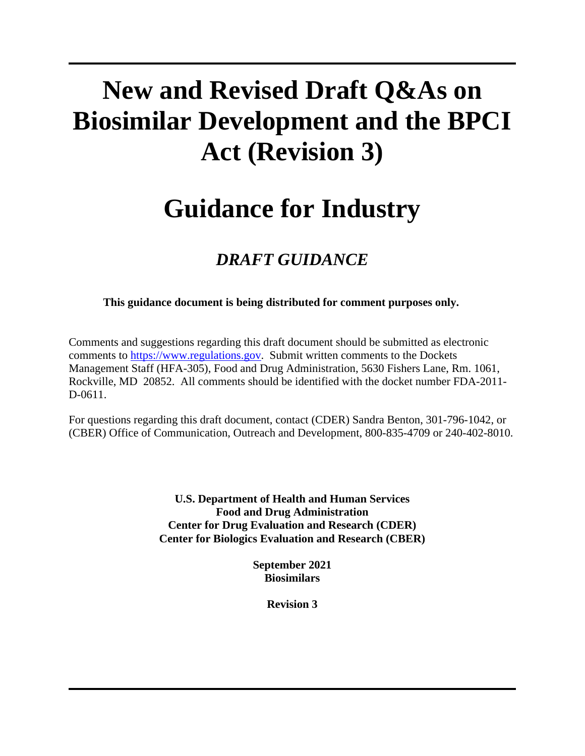# New and Revised Draft Q&As on Biosimilar Development and the BPCI Act (Revision 3)

# Guidance for Industry

## *DRAFT GUIDANCE*

**This guidance document is being distributed for comment purposes only.**

Comments and suggestions regarding this draft document should be submitted as electronic comments to https://www.regulations.gov. Submit written comments to the Dockets Management Staff (HFA-305), Food and Drug Administration, 5630 Fishers Lane, Rm. 1061, Rockville, MD 20852. All comments should be identified with the docket number FDA-2011-D-0611.

For questions regarding this draft document, contact (CDER) Sandra Benton, 301-796-1042, or (CBER) Office of Communication, Outreach and Development, 800-835-4709 or 240-402-8010.

**U.S. Department of Health and Human Services**
**Food and Drug Administration**
**Center for Drug Evaluation and Research (CDER)**
**Center for Biologics Evaluation and Research (CBER)**

**September 2021**
**Biosimilars**

**Revision 3**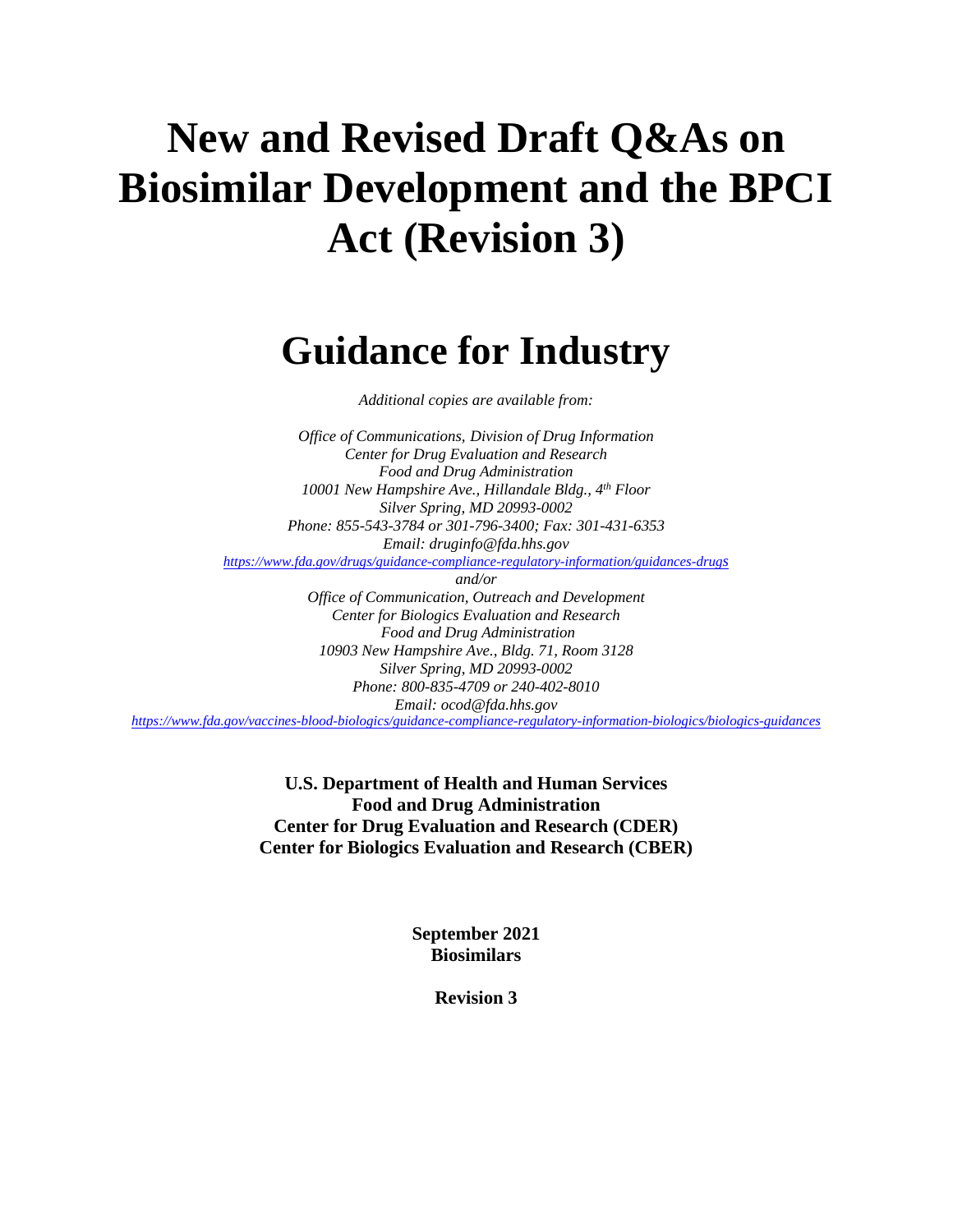# New and Revised Draft Q&As on Biosimilar Development and the BPCI Act (Revision 3)

# Guidance for Industry

*Additional copies are available from:*

*Office of Communications, Division of Drug Information*
*Center for Drug Evaluation and Research*
*Food and Drug Administration*
*10001 New Hampshire Ave., Hillandale Bldg., 4th Floor*
*Silver Spring, MD 20993-0002*
*Phone: 855-543-3784 or 301-796-3400; Fax: 301-431-6353*
*Email: druginfo@fda.hhs.gov*
*https://www.fda.gov/drugs/guidance-compliance-regulatory-information/guidances-drugs*
*and/or*
*Office of Communication, Outreach and Development*
*Center for Biologics Evaluation and Research*
*Food and Drug Administration*
*10903 New Hampshire Ave., Bldg. 71, Room 3128*
*Silver Spring, MD 20993-0002*
*Phone: 800-835-4709 or 240-402-8010*
*Email: ocod@fda.hhs.gov*
*https://www.fda.gov/vaccines-blood-biologics/guidance-compliance-regulatory-information-biologics/biologics-guidances*

**U.S. Department of Health and Human Services**
**Food and Drug Administration**
**Center for Drug Evaluation and Research (CDER)**
**Center for Biologics Evaluation and Research (CBER)**

**September 2021**
**Biosimilars**

**Revision 3**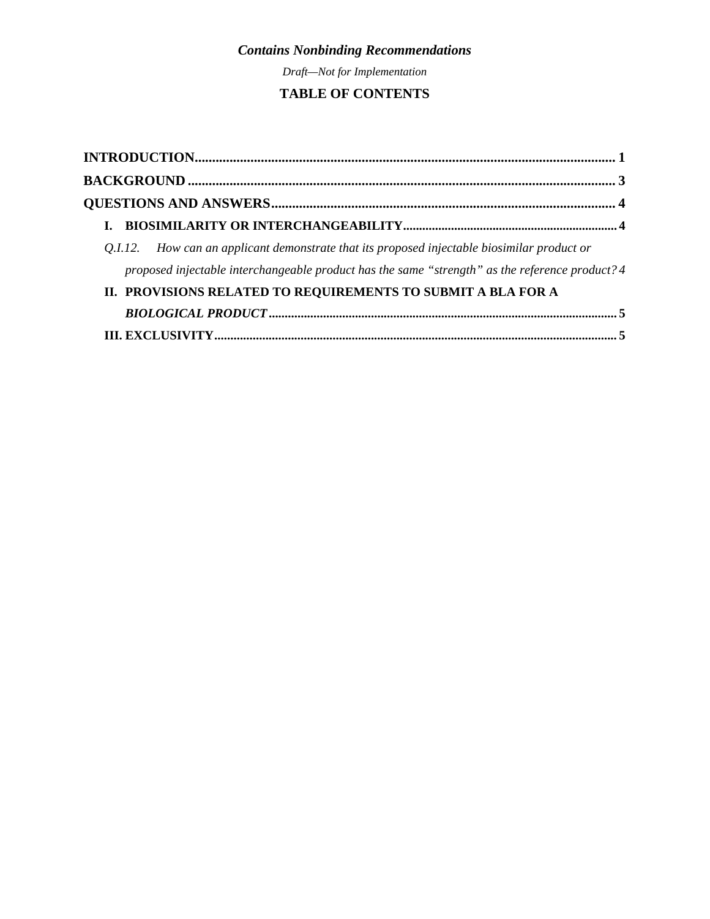# TABLE OF CONTENTS

**INTRODUCTION** .......... 1

**BACKGROUND** .......... 3

**QUESTIONS AND ANSWERS** .......... 4

- **I. BIOSIMILARITY OR INTERCHANGEABILITY** .......... 4
  - *Q.I.12. How can an applicant demonstrate that its proposed injectable biosimilar product or proposed injectable interchangeable product has the same "strength" as the reference product?* 4
- **II. PROVISIONS RELATED TO REQUIREMENTS TO SUBMIT A BLA FOR A *BIOLOGICAL PRODUCT*** .......... 5
- **III. EXCLUSIVITY** .......... 5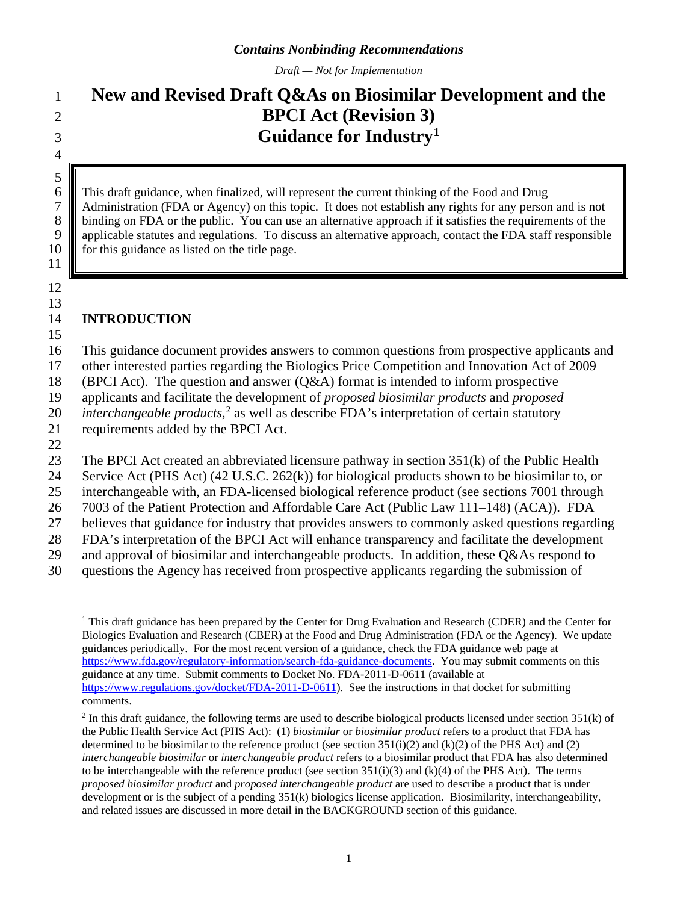*Contains Nonbinding Recommendations*

*Draft — Not for Implementation*

# New and Revised Draft Q&As on Biosimilar Development and the BPCI Act (Revision 3) Guidance for Industry[1]

> This draft guidance, when finalized, will represent the current thinking of the Food and Drug Administration (FDA or Agency) on this topic. It does not establish any rights for any person and is not binding on FDA or the public. You can use an alternative approach if it satisfies the requirements of the applicable statutes and regulations. To discuss an alternative approach, contact the FDA staff responsible for this guidance as listed on the title page.

## INTRODUCTION

This guidance document provides answers to common questions from prospective applicants and other interested parties regarding the Biologics Price Competition and Innovation Act of 2009 (BPCI Act). The question and answer (Q&A) format is intended to inform prospective applicants and facilitate the development of *proposed biosimilar products* and *proposed interchangeable products*,[2] as well as describe FDA's interpretation of certain statutory requirements added by the BPCI Act.

The BPCI Act created an abbreviated licensure pathway in section 351(k) of the Public Health Service Act (PHS Act) (42 U.S.C. 262(k)) for biological products shown to be biosimilar to, or interchangeable with, an FDA-licensed biological reference product (see sections 7001 through 7003 of the Patient Protection and Affordable Care Act (Public Law 111–148) (ACA)). FDA believes that guidance for industry that provides answers to commonly asked questions regarding FDA's interpretation of the BPCI Act will enhance transparency and facilitate the development and approval of biosimilar and interchangeable products. In addition, these Q&As respond to questions the Agency has received from prospective applicants regarding the submission of

---

[1] This draft guidance has been prepared by the Center for Drug Evaluation and Research (CDER) and the Center for Biologics Evaluation and Research (CBER) at the Food and Drug Administration (FDA or the Agency). We update guidances periodically. For the most recent version of a guidance, check the FDA guidance web page at https://www.fda.gov/regulatory-information/search-fda-guidance-documents. You may submit comments on this guidance at any time. Submit comments to Docket No. FDA-2011-D-0611 (available at https://www.regulations.gov/docket/FDA-2011-D-0611). See the instructions in that docket for submitting comments.

[2] In this draft guidance, the following terms are used to describe biological products licensed under section 351(k) of the Public Health Service Act (PHS Act): (1) *biosimilar* or *biosimilar product* refers to a product that FDA has determined to be biosimilar to the reference product (see section 351(i)(2) and (k)(2) of the PHS Act) and (2) *interchangeable biosimilar* or *interchangeable product* refers to a biosimilar product that FDA has also determined to be interchangeable with the reference product (see section 351(i)(3) and (k)(4) of the PHS Act). The terms *proposed biosimilar product* and *proposed interchangeable product* are used to describe a product that is under development or is the subject of a pending 351(k) biologics license application. Biosimilarity, interchangeability, and related issues are discussed in more detail in the BACKGROUND section of this guidance.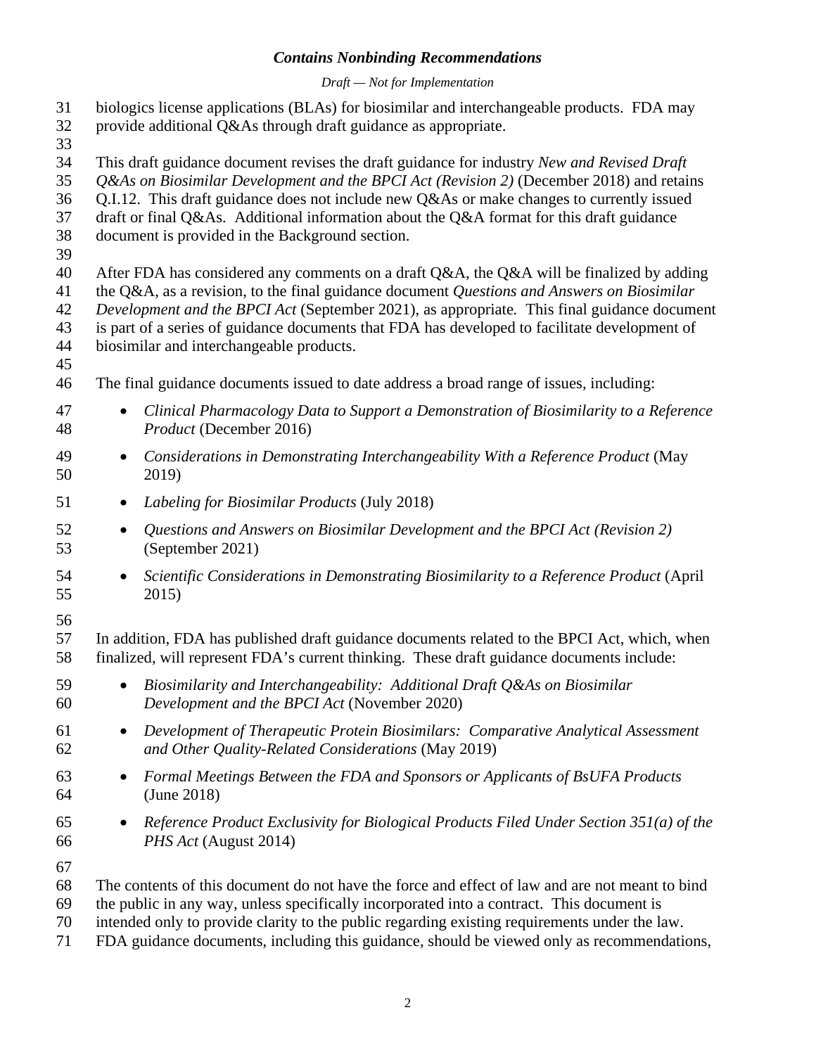biologics license applications (BLAs) for biosimilar and interchangeable products. FDA may provide additional Q&As through draft guidance as appropriate.

This draft guidance document revises the draft guidance for industry *New and Revised Draft Q&As on Biosimilar Development and the BPCI Act (Revision 2)* (December 2018) and retains Q.I.12. This draft guidance does not include new Q&As or make changes to currently issued draft or final Q&As. Additional information about the Q&A format for this draft guidance document is provided in the Background section.

After FDA has considered any comments on a draft Q&A, the Q&A will be finalized by adding the Q&A, as a revision, to the final guidance document *Questions and Answers on Biosimilar Development and the BPCI Act* (September 2021), as appropriate. This final guidance document is part of a series of guidance documents that FDA has developed to facilitate development of biosimilar and interchangeable products.

The final guidance documents issued to date address a broad range of issues, including:

- *Clinical Pharmacology Data to Support a Demonstration of Biosimilarity to a Reference Product* (December 2016)
- *Considerations in Demonstrating Interchangeability With a Reference Product* (May 2019)
- *Labeling for Biosimilar Products* (July 2018)
- *Questions and Answers on Biosimilar Development and the BPCI Act (Revision 2)* (September 2021)
- *Scientific Considerations in Demonstrating Biosimilarity to a Reference Product* (April 2015)

In addition, FDA has published draft guidance documents related to the BPCI Act, which, when finalized, will represent FDA's current thinking. These draft guidance documents include:

- *Biosimilarity and Interchangeability: Additional Draft Q&As on Biosimilar Development and the BPCI Act* (November 2020)
- *Development of Therapeutic Protein Biosimilars: Comparative Analytical Assessment and Other Quality-Related Considerations* (May 2019)
- *Formal Meetings Between the FDA and Sponsors or Applicants of BsUFA Products* (June 2018)
- *Reference Product Exclusivity for Biological Products Filed Under Section 351(a) of the PHS Act* (August 2014)

The contents of this document do not have the force and effect of law and are not meant to bind the public in any way, unless specifically incorporated into a contract. This document is intended only to provide clarity to the public regarding existing requirements under the law. FDA guidance documents, including this guidance, should be viewed only as recommendations,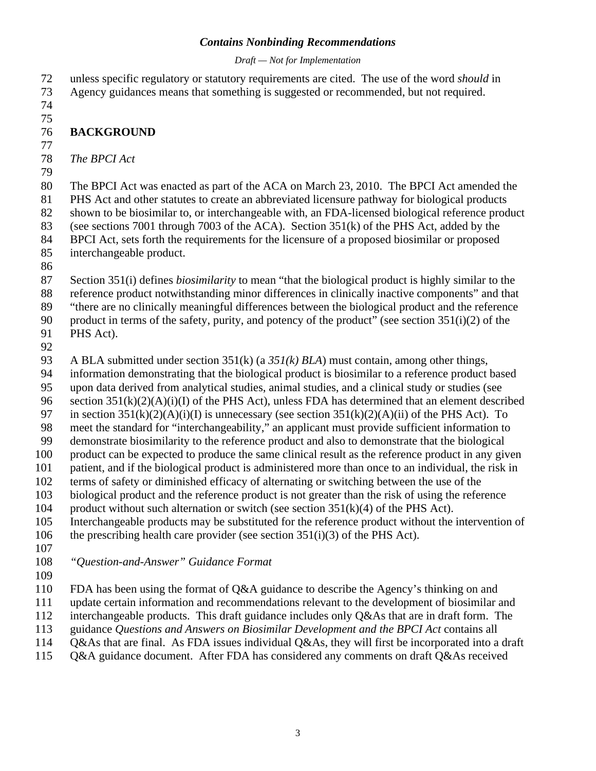unless specific regulatory or statutory requirements are cited. The use of the word *should* in Agency guidances means that something is suggested or recommended, but not required.

# BACKGROUND

*The BPCI Act*

The BPCI Act was enacted as part of the ACA on March 23, 2010. The BPCI Act amended the PHS Act and other statutes to create an abbreviated licensure pathway for biological products shown to be biosimilar to, or interchangeable with, an FDA-licensed biological reference product (see sections 7001 through 7003 of the ACA). Section 351(k) of the PHS Act, added by the BPCI Act, sets forth the requirements for the licensure of a proposed biosimilar or proposed interchangeable product.

Section 351(i) defines *biosimilarity* to mean "that the biological product is highly similar to the reference product notwithstanding minor differences in clinically inactive components" and that "there are no clinically meaningful differences between the biological product and the reference product in terms of the safety, purity, and potency of the product" (see section 351(i)(2) of the PHS Act).

A BLA submitted under section 351(k) (a *351(k) BLA*) must contain, among other things, information demonstrating that the biological product is biosimilar to a reference product based upon data derived from analytical studies, animal studies, and a clinical study or studies (see section 351(k)(2)(A)(i)(I) of the PHS Act), unless FDA has determined that an element described in section 351(k)(2)(A)(i)(I) is unnecessary (see section 351(k)(2)(A)(ii) of the PHS Act). To meet the standard for "interchangeability," an applicant must provide sufficient information to demonstrate biosimilarity to the reference product and also to demonstrate that the biological product can be expected to produce the same clinical result as the reference product in any given patient, and if the biological product is administered more than once to an individual, the risk in terms of safety or diminished efficacy of alternating or switching between the use of the biological product and the reference product is not greater than the risk of using the reference product without such alternation or switch (see section 351(k)(4) of the PHS Act). Interchangeable products may be substituted for the reference product without the intervention of the prescribing health care provider (see section 351(i)(3) of the PHS Act).

*"Question-and-Answer" Guidance Format*

FDA has been using the format of Q&A guidance to describe the Agency's thinking on and update certain information and recommendations relevant to the development of biosimilar and interchangeable products. This draft guidance includes only Q&As that are in draft form. The guidance *Questions and Answers on Biosimilar Development and the BPCI Act* contains all Q&As that are final. As FDA issues individual Q&As, they will first be incorporated into a draft Q&A guidance document. After FDA has considered any comments on draft Q&As received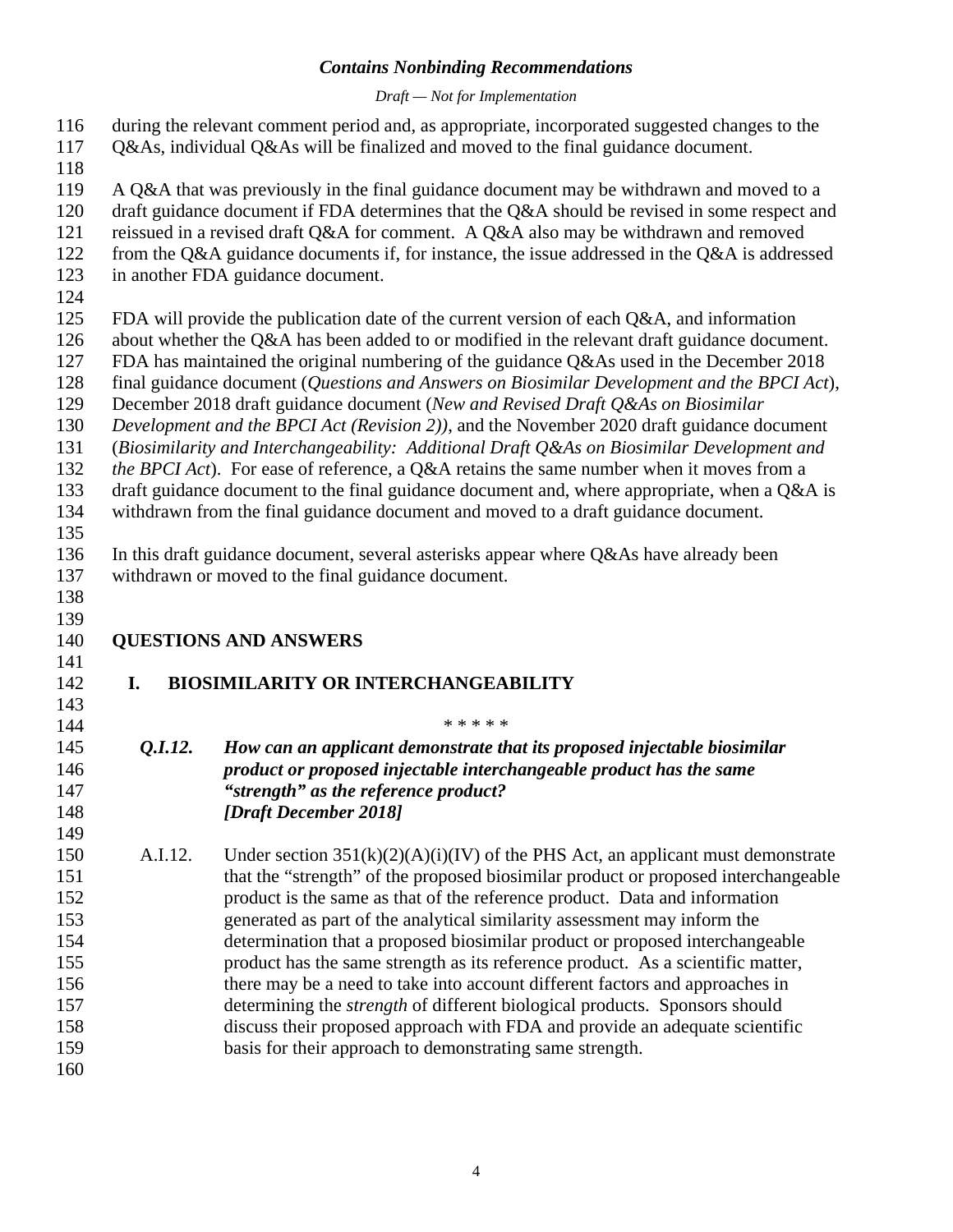during the relevant comment period and, as appropriate, incorporated suggested changes to the Q&As, individual Q&As will be finalized and moved to the final guidance document.

A Q&A that was previously in the final guidance document may be withdrawn and moved to a draft guidance document if FDA determines that the Q&A should be revised in some respect and reissued in a revised draft Q&A for comment. A Q&A also may be withdrawn and removed from the Q&A guidance documents if, for instance, the issue addressed in the Q&A is addressed in another FDA guidance document.

FDA will provide the publication date of the current version of each Q&A, and information about whether the Q&A has been added to or modified in the relevant draft guidance document. FDA has maintained the original numbering of the guidance Q&As used in the December 2018 final guidance document (*Questions and Answers on Biosimilar Development and the BPCI Act*), December 2018 draft guidance document (*New and Revised Draft Q&As on Biosimilar Development and the BPCI Act (Revision 2))*, and the November 2020 draft guidance document (*Biosimilarity and Interchangeability: Additional Draft Q&As on Biosimilar Development and the BPCI Act*). For ease of reference, a Q&A retains the same number when it moves from a draft guidance document to the final guidance document and, where appropriate, when a Q&A is withdrawn from the final guidance document and moved to a draft guidance document.

In this draft guidance document, several asterisks appear where Q&As have already been withdrawn or moved to the final guidance document.

## QUESTIONS AND ANSWERS

### I. BIOSIMILARITY OR INTERCHANGEABILITY

\* \* \* \* \*

***Q.I.12. How can an applicant demonstrate that its proposed injectable biosimilar product or proposed injectable interchangeable product has the same "strength" as the reference product? [Draft December 2018]***

A.I.12. Under section 351(k)(2)(A)(i)(IV) of the PHS Act, an applicant must demonstrate that the "strength" of the proposed biosimilar product or proposed interchangeable product is the same as that of the reference product. Data and information generated as part of the analytical similarity assessment may inform the determination that a proposed biosimilar product or proposed interchangeable product has the same strength as its reference product. As a scientific matter, there may be a need to take into account different factors and approaches in determining the *strength* of different biological products. Sponsors should discuss their proposed approach with FDA and provide an adequate scientific basis for their approach to demonstrating same strength.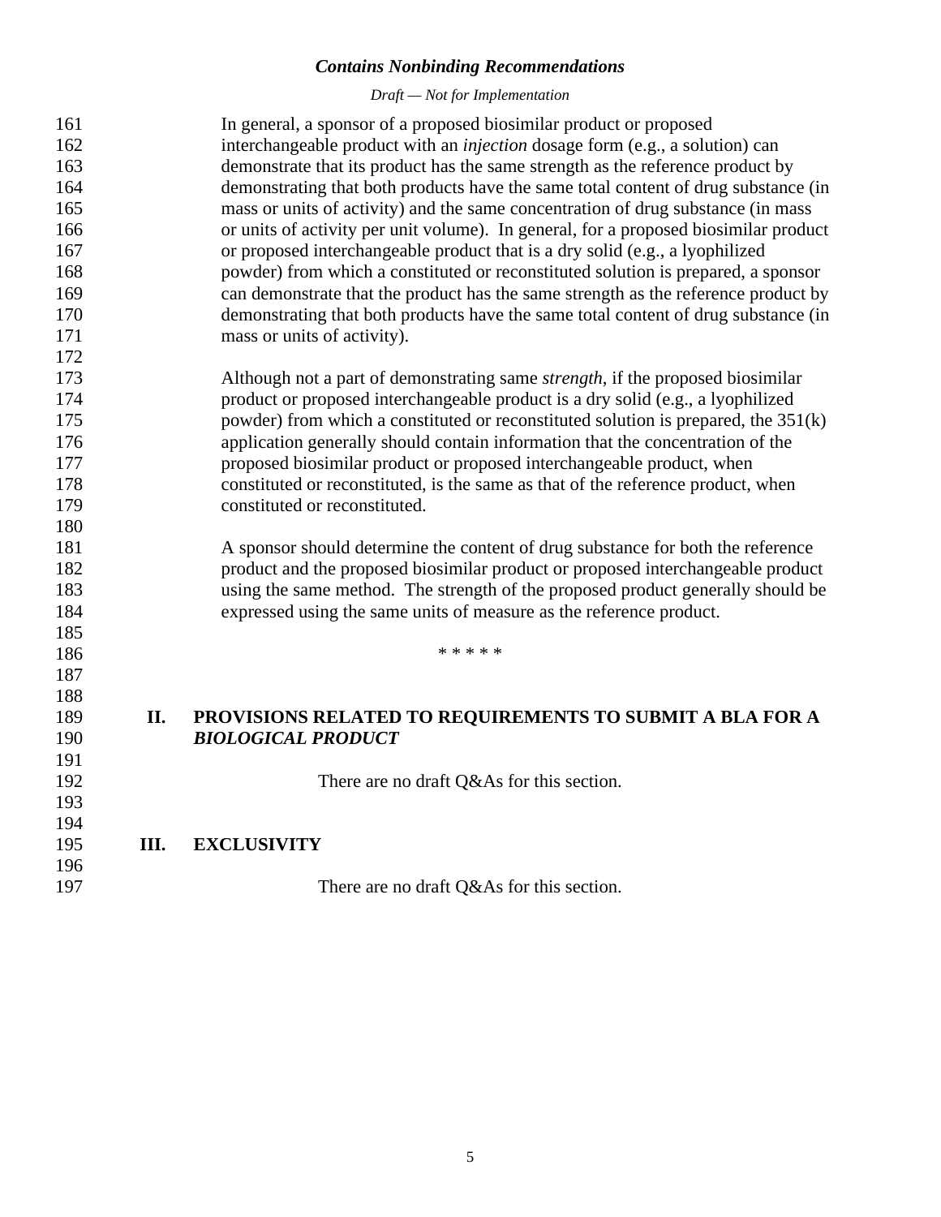In general, a sponsor of a proposed biosimilar product or proposed interchangeable product with an *injection* dosage form (e.g., a solution) can demonstrate that its product has the same strength as the reference product by demonstrating that both products have the same total content of drug substance (in mass or units of activity) and the same concentration of drug substance (in mass or units of activity per unit volume). In general, for a proposed biosimilar product or proposed interchangeable product that is a dry solid (e.g., a lyophilized powder) from which a constituted or reconstituted solution is prepared, a sponsor can demonstrate that the product has the same strength as the reference product by demonstrating that both products have the same total content of drug substance (in mass or units of activity).

Although not a part of demonstrating same *strength*, if the proposed biosimilar product or proposed interchangeable product is a dry solid (e.g., a lyophilized powder) from which a constituted or reconstituted solution is prepared, the 351(k) application generally should contain information that the concentration of the proposed biosimilar product or proposed interchangeable product, when constituted or reconstituted, is the same as that of the reference product, when constituted or reconstituted.

A sponsor should determine the content of drug substance for both the reference product and the proposed biosimilar product or proposed interchangeable product using the same method. The strength of the proposed product generally should be expressed using the same units of measure as the reference product.

\* \* \* \* \*

## II. PROVISIONS RELATED TO REQUIREMENTS TO SUBMIT A BLA FOR A *BIOLOGICAL PRODUCT*

There are no draft Q&As for this section.

## III. EXCLUSIVITY

There are no draft Q&As for this section.